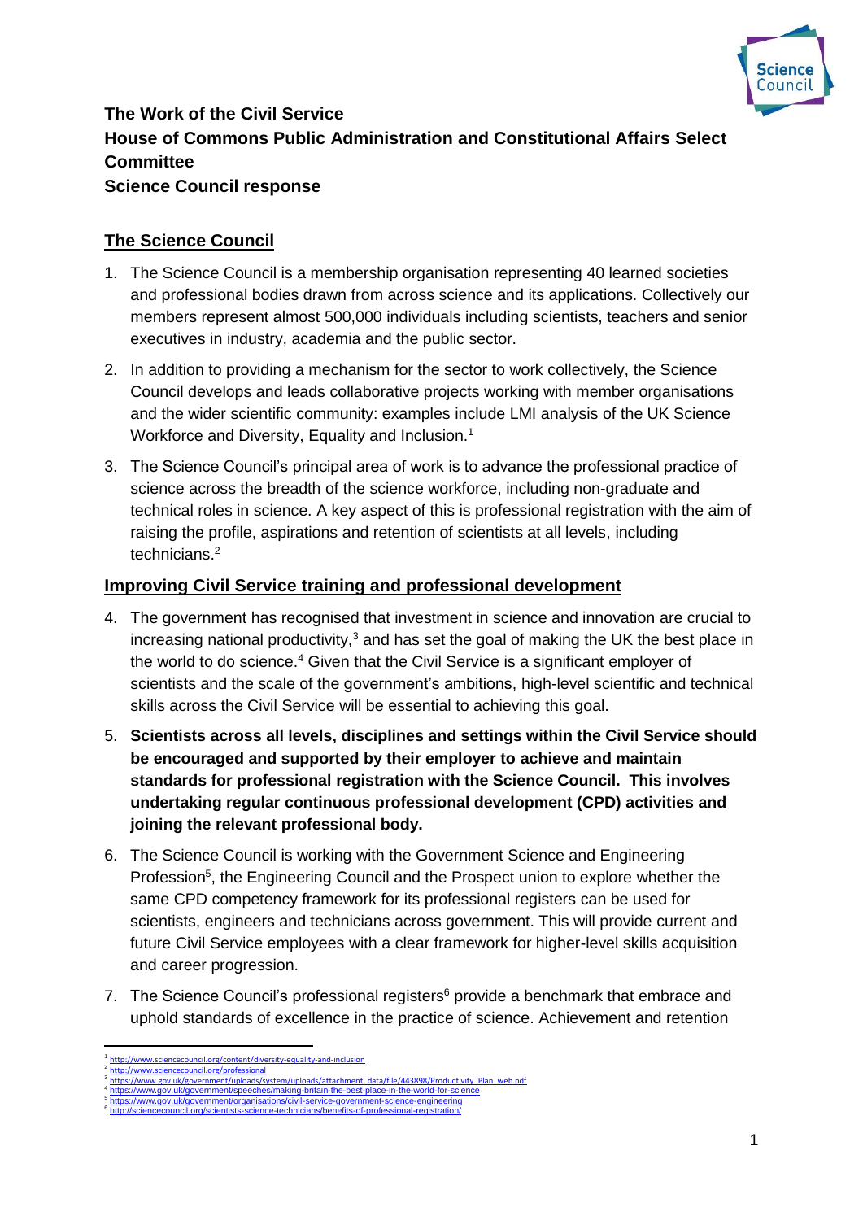**The Work of the Civil Service**
**House of Commons Public Administration and Constitutional Affairs Select Committee**
**Science Council response**

## The Science Council

1. The Science Council is a membership organisation representing 40 learned societies and professional bodies drawn from across science and its applications. Collectively our members represent almost 500,000 individuals including scientists, teachers and senior executives in industry, academia and the public sector.

2. In addition to providing a mechanism for the sector to work collectively, the Science Council develops and leads collaborative projects working with member organisations and the wider scientific community: examples include LMI analysis of the UK Science Workforce and Diversity, Equality and Inclusion.[1]

3. The Science Council's principal area of work is to advance the professional practice of science across the breadth of the science workforce, including non-graduate and technical roles in science. A key aspect of this is professional registration with the aim of raising the profile, aspirations and retention of scientists at all levels, including technicians.[2]

## Improving Civil Service training and professional development

4. The government has recognised that investment in science and innovation are crucial to increasing national productivity,[3] and has set the goal of making the UK the best place in the world to do science.[4] Given that the Civil Service is a significant employer of scientists and the scale of the government's ambitions, high-level scientific and technical skills across the Civil Service will be essential to achieving this goal.

5. **Scientists across all levels, disciplines and settings within the Civil Service should be encouraged and supported by their employer to achieve and maintain standards for professional registration with the Science Council. This involves undertaking regular continuous professional development (CPD) activities and joining the relevant professional body.**

6. The Science Council is working with the Government Science and Engineering Profession[5], the Engineering Council and the Prospect union to explore whether the same CPD competency framework for its professional registers can be used for scientists, engineers and technicians across government. This will provide current and future Civil Service employees with a clear framework for higher-level skills acquisition and career progression.

7. The Science Council's professional registers[6] provide a benchmark that embrace and uphold standards of excellence in the practice of science. Achievement and retention

---

[1] http://www.sciencecouncil.org/content/diversity-equality-and-inclusion
[2] http://www.sciencecouncil.org/professional
[3] https://www.gov.uk/government/uploads/system/uploads/attachment_data/file/443898/Productivity_Plan_web.pdf
[4] https://www.gov.uk/government/speeches/making-britain-the-best-place-in-the-world-for-science
[5] https://www.gov.uk/government/organisations/civil-service-government-science-engineering
[6] http://sciencecouncil.org/scientists-science-technicians/benefits-of-professional-registration/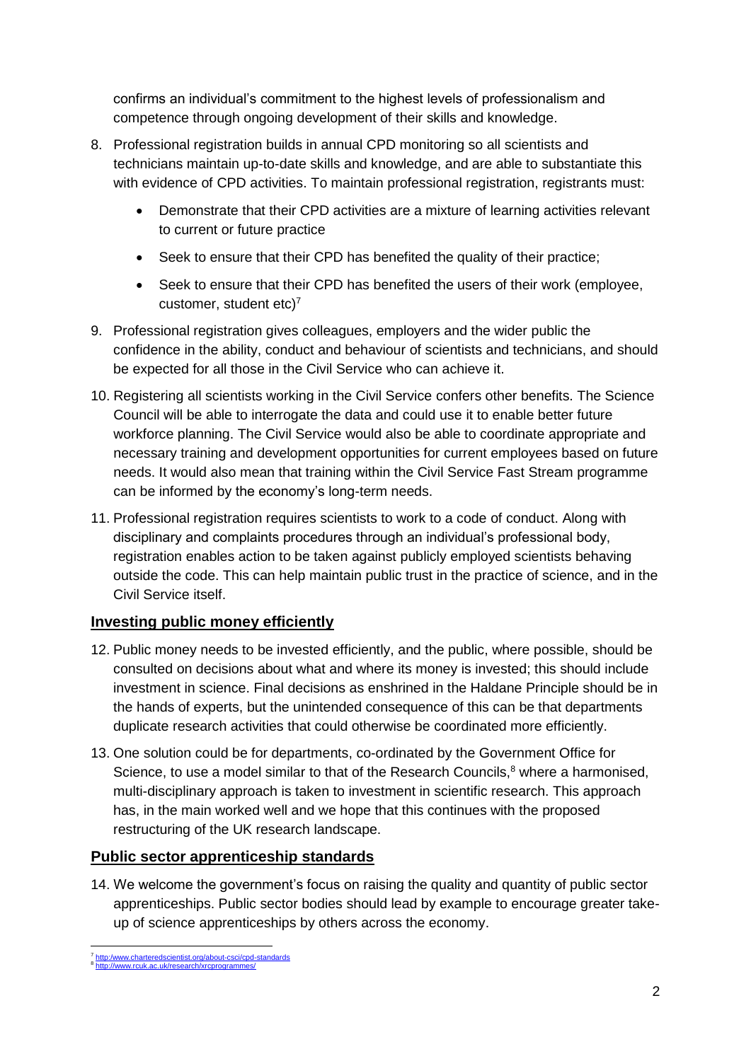confirms an individual's commitment to the highest levels of professionalism and competence through ongoing development of their skills and knowledge.

8. Professional registration builds in annual CPD monitoring so all scientists and technicians maintain up-to-date skills and knowledge, and are able to substantiate this with evidence of CPD activities. To maintain professional registration, registrants must:

    - Demonstrate that their CPD activities are a mixture of learning activities relevant to current or future practice
    - Seek to ensure that their CPD has benefited the quality of their practice;
    - Seek to ensure that their CPD has benefited the users of their work (employee, customer, student etc)[7]

9. Professional registration gives colleagues, employers and the wider public the confidence in the ability, conduct and behaviour of scientists and technicians, and should be expected for all those in the Civil Service who can achieve it.

10. Registering all scientists working in the Civil Service confers other benefits. The Science Council will be able to interrogate the data and could use it to enable better future workforce planning. The Civil Service would also be able to coordinate appropriate and necessary training and development opportunities for current employees based on future needs. It would also mean that training within the Civil Service Fast Stream programme can be informed by the economy's long-term needs.

11. Professional registration requires scientists to work to a code of conduct. Along with disciplinary and complaints procedures through an individual's professional body, registration enables action to be taken against publicly employed scientists behaving outside the code. This can help maintain public trust in the practice of science, and in the Civil Service itself.

## Investing public money efficiently

12. Public money needs to be invested efficiently, and the public, where possible, should be consulted on decisions about what and where its money is invested; this should include investment in science. Final decisions as enshrined in the Haldane Principle should be in the hands of experts, but the unintended consequence of this can be that departments duplicate research activities that could otherwise be coordinated more efficiently.

13. One solution could be for departments, co-ordinated by the Government Office for Science, to use a model similar to that of the Research Councils,[8] where a harmonised, multi-disciplinary approach is taken to investment in scientific research. This approach has, in the main worked well and we hope that this continues with the proposed restructuring of the UK research landscape.

## Public sector apprenticeship standards

14. We welcome the government's focus on raising the quality and quantity of public sector apprenticeships. Public sector bodies should lead by example to encourage greater take-up of science apprenticeships by others across the economy.

[7] http://www.charteredscientist.org/about-csci/cpd-standards
[8] http://www.rcuk.ac.uk/research/xrcprogrammes/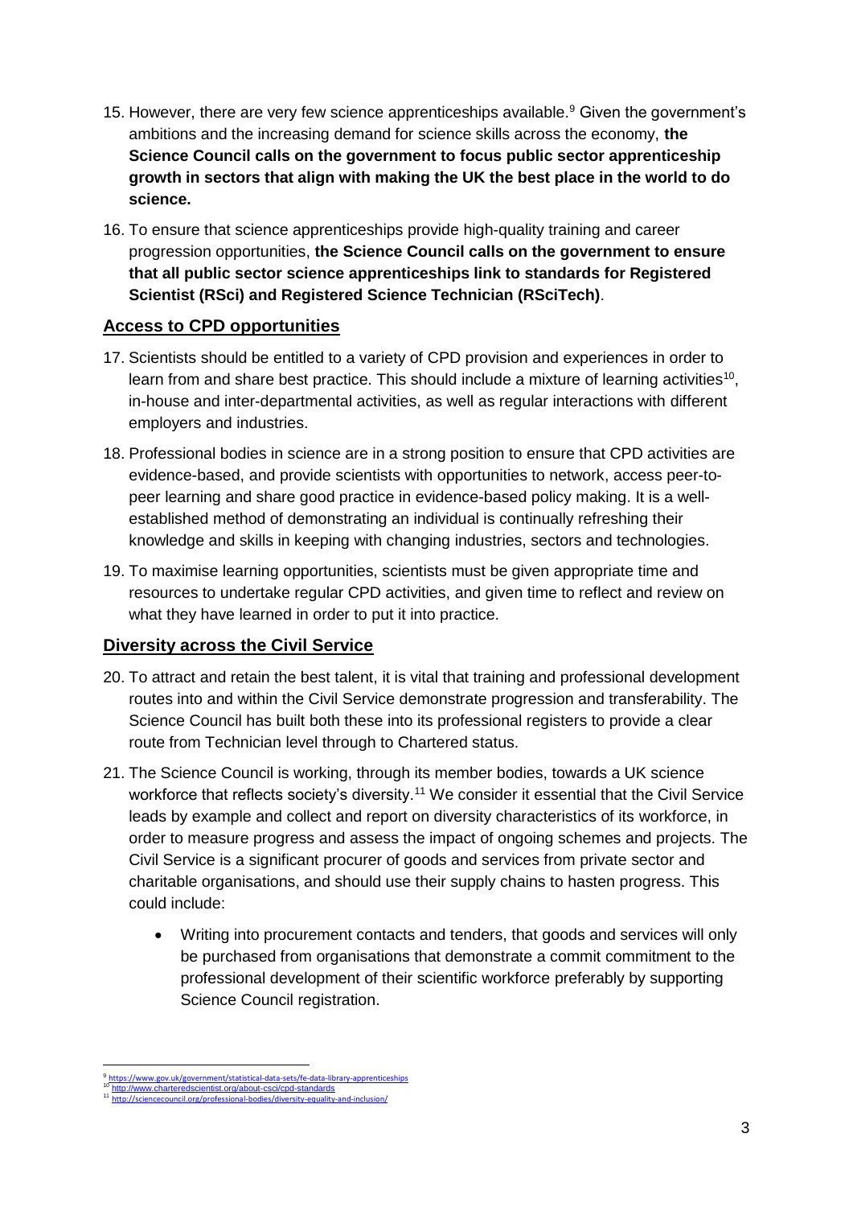15. However, there are very few science apprenticeships available.[9] Given the government's ambitions and the increasing demand for science skills across the economy, **the Science Council calls on the government to focus public sector apprenticeship growth in sectors that align with making the UK the best place in the world to do science.**

16. To ensure that science apprenticeships provide high-quality training and career progression opportunities, **the Science Council calls on the government to ensure that all public sector science apprenticeships link to standards for Registered Scientist (RSci) and Registered Science Technician (RSciTech)**.

## Access to CPD opportunities

17. Scientists should be entitled to a variety of CPD provision and experiences in order to learn from and share best practice. This should include a mixture of learning activities[10], in-house and inter-departmental activities, as well as regular interactions with different employers and industries.

18. Professional bodies in science are in a strong position to ensure that CPD activities are evidence-based, and provide scientists with opportunities to network, access peer-to-peer learning and share good practice in evidence-based policy making. It is a well-established method of demonstrating an individual is continually refreshing their knowledge and skills in keeping with changing industries, sectors and technologies.

19. To maximise learning opportunities, scientists must be given appropriate time and resources to undertake regular CPD activities, and given time to reflect and review on what they have learned in order to put it into practice.

## Diversity across the Civil Service

20. To attract and retain the best talent, it is vital that training and professional development routes into and within the Civil Service demonstrate progression and transferability. The Science Council has built both these into its professional registers to provide a clear route from Technician level through to Chartered status.

21. The Science Council is working, through its member bodies, towards a UK science workforce that reflects society's diversity.[11] We consider it essential that the Civil Service leads by example and collect and report on diversity characteristics of its workforce, in order to measure progress and assess the impact of ongoing schemes and projects. The Civil Service is a significant procurer of goods and services from private sector and charitable organisations, and should use their supply chains to hasten progress. This could include:

    - Writing into procurement contacts and tenders, that goods and services will only be purchased from organisations that demonstrate a commit commitment to the professional development of their scientific workforce preferably by supporting Science Council registration.

---

[9] https://www.gov.uk/government/statistical-data-sets/fe-data-library-apprenticeships

[10] http://www.charteredscientist.org/about-csci/cpd-standards

[11] http://sciencecouncil.org/professional-bodies/diversity-equality-and-inclusion/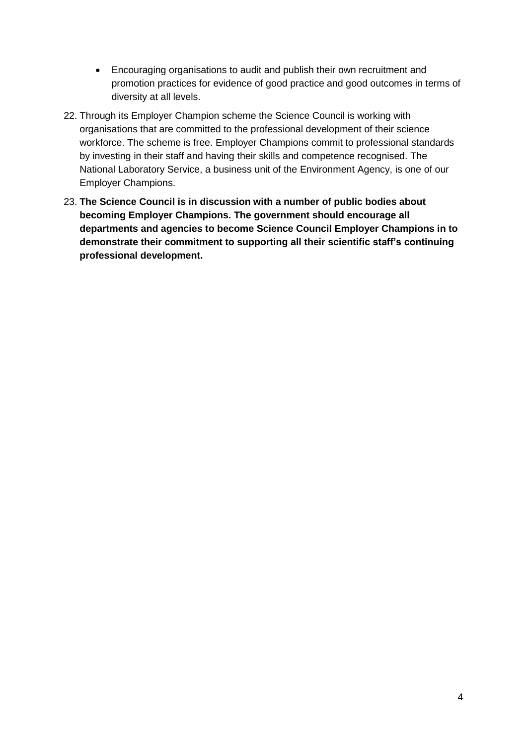- Encouraging organisations to audit and publish their own recruitment and promotion practices for evidence of good practice and good outcomes in terms of diversity at all levels.

22. Through its Employer Champion scheme the Science Council is working with organisations that are committed to the professional development of their science workforce. The scheme is free. Employer Champions commit to professional standards by investing in their staff and having their skills and competence recognised. The National Laboratory Service, a business unit of the Environment Agency, is one of our Employer Champions.

23. **The Science Council is in discussion with a number of public bodies about becoming Employer Champions. The government should encourage all departments and agencies to become Science Council Employer Champions in to demonstrate their commitment to supporting all their scientific staff's continuing professional development.**